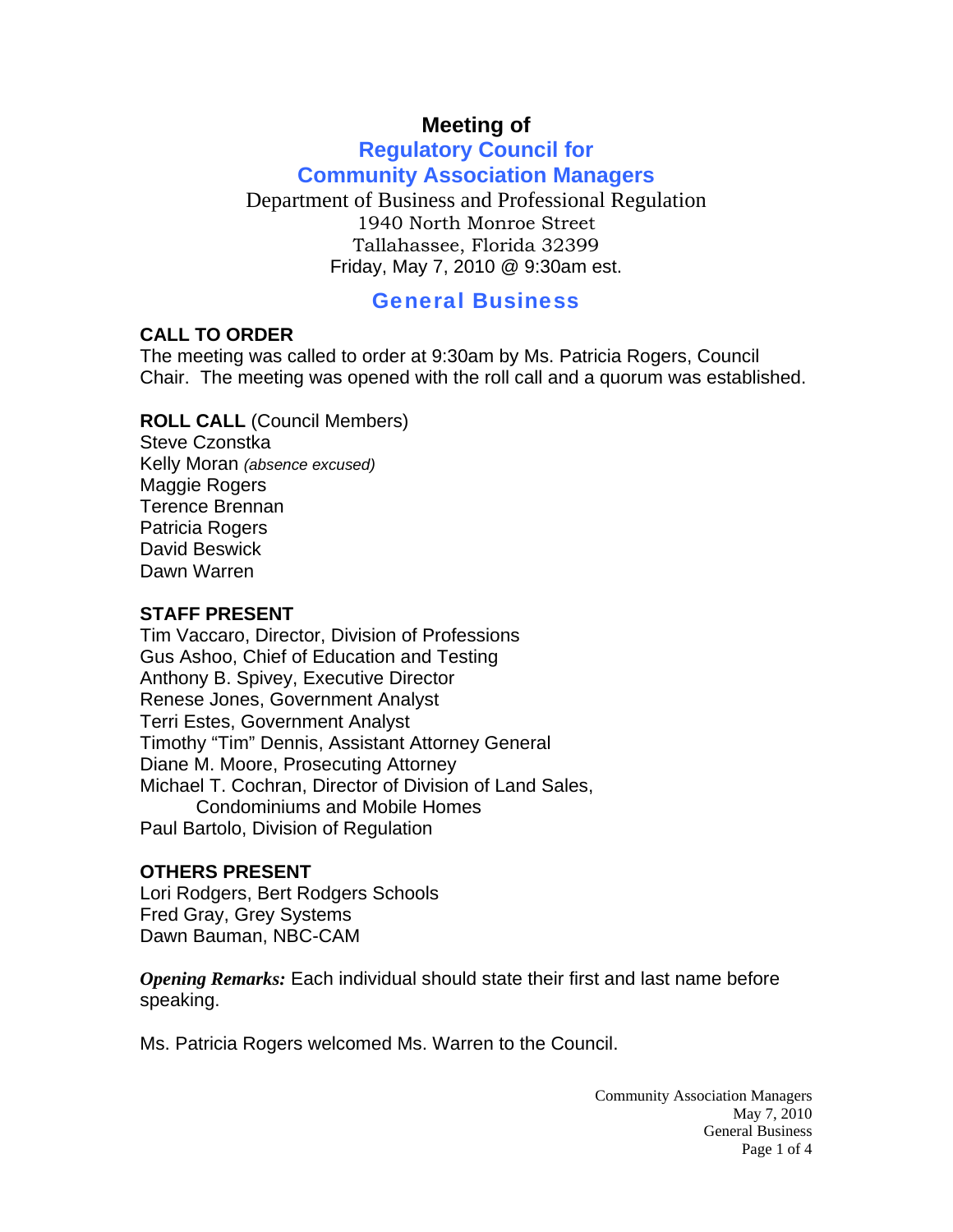# Meeting of
## Regulatory Council for Community Association Managers

Department of Business and Professional Regulation
1940 North Monroe Street
Tallahassee, Florida 32399
Friday, May 7, 2010 @ 9:30am est.

## General Business

**CALL TO ORDER**
The meeting was called to order at 9:30am by Ms. Patricia Rogers, Council Chair. The meeting was opened with the roll call and a quorum was established.

**ROLL CALL** (Council Members)
Steve Czonstka
Kelly Moran *(absence excused)*
Maggie Rogers
Terence Brennan
Patricia Rogers
David Beswick
Dawn Warren

**STAFF PRESENT**
Tim Vaccaro, Director, Division of Professions
Gus Ashoo, Chief of Education and Testing
Anthony B. Spivey, Executive Director
Renese Jones, Government Analyst
Terri Estes, Government Analyst
Timothy "Tim" Dennis, Assistant Attorney General
Diane M. Moore, Prosecuting Attorney
Michael T. Cochran, Director of Division of Land Sales, Condominiums and Mobile Homes
Paul Bartolo, Division of Regulation

**OTHERS PRESENT**
Lori Rodgers, Bert Rodgers Schools
Fred Gray, Grey Systems
Dawn Bauman, NBC-CAM

***Opening Remarks:*** Each individual should state their first and last name before speaking.

Ms. Patricia Rogers welcomed Ms. Warren to the Council.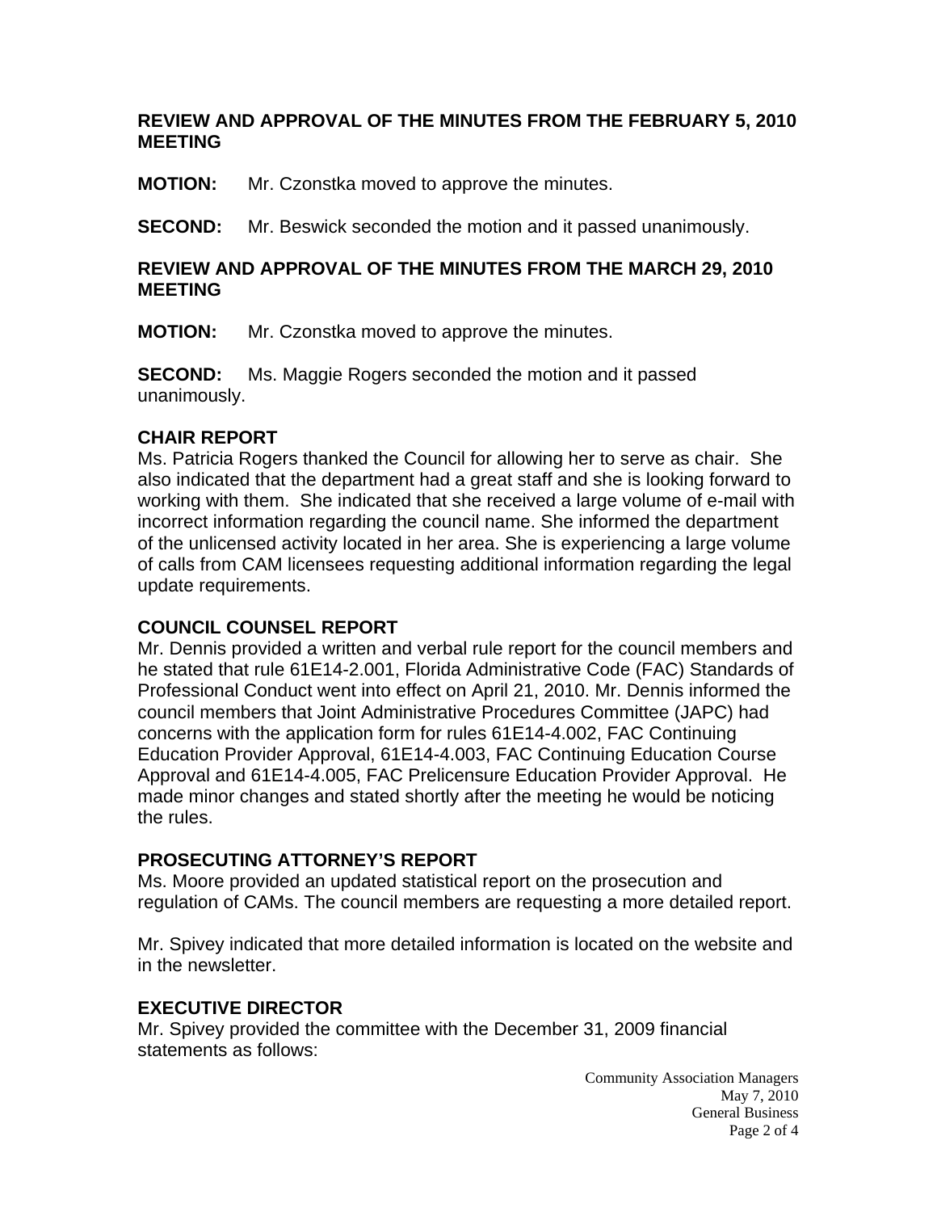**REVIEW AND APPROVAL OF THE MINUTES FROM THE FEBRUARY 5, 2010 MEETING**

**MOTION:** Mr. Czonstka moved to approve the minutes.

**SECOND:** Mr. Beswick seconded the motion and it passed unanimously.

**REVIEW AND APPROVAL OF THE MINUTES FROM THE MARCH 29, 2010 MEETING**

**MOTION:** Mr. Czonstka moved to approve the minutes.

**SECOND:** Ms. Maggie Rogers seconded the motion and it passed unanimously.

**CHAIR REPORT**

Ms. Patricia Rogers thanked the Council for allowing her to serve as chair. She also indicated that the department had a great staff and she is looking forward to working with them. She indicated that she received a large volume of e-mail with incorrect information regarding the council name. She informed the department of the unlicensed activity located in her area. She is experiencing a large volume of calls from CAM licensees requesting additional information regarding the legal update requirements.

**COUNCIL COUNSEL REPORT**

Mr. Dennis provided a written and verbal rule report for the council members and he stated that rule 61E14-2.001, Florida Administrative Code (FAC) Standards of Professional Conduct went into effect on April 21, 2010. Mr. Dennis informed the council members that Joint Administrative Procedures Committee (JAPC) had concerns with the application form for rules 61E14-4.002, FAC Continuing Education Provider Approval, 61E14-4.003, FAC Continuing Education Course Approval and 61E14-4.005, FAC Prelicensure Education Provider Approval. He made minor changes and stated shortly after the meeting he would be noticing the rules.

**PROSECUTING ATTORNEY'S REPORT**

Ms. Moore provided an updated statistical report on the prosecution and regulation of CAMs. The council members are requesting a more detailed report.

Mr. Spivey indicated that more detailed information is located on the website and in the newsletter.

**EXECUTIVE DIRECTOR**

Mr. Spivey provided the committee with the December 31, 2009 financial statements as follows: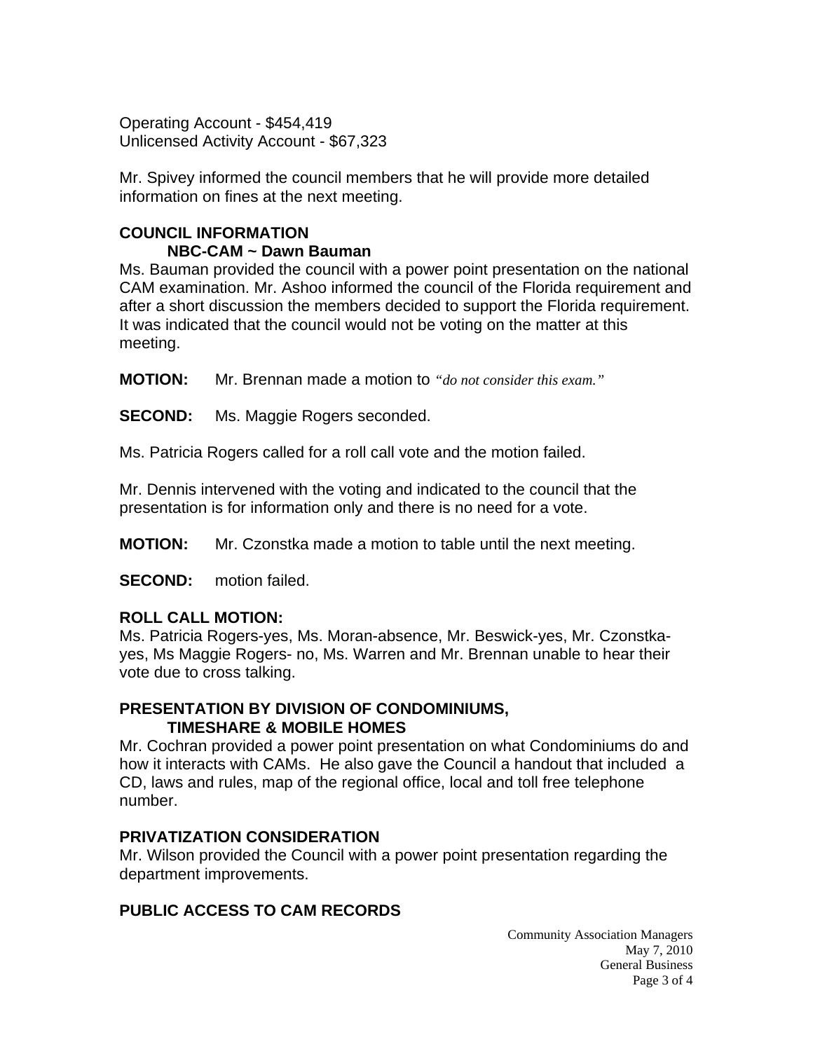Operating Account - $454,419
Unlicensed Activity Account - $67,323

Mr. Spivey informed the council members that he will provide more detailed information on fines at the next meeting.

## COUNCIL INFORMATION

### NBC-CAM ~ Dawn Bauman

Ms. Bauman provided the council with a power point presentation on the national CAM examination. Mr. Ashoo informed the council of the Florida requirement and after a short discussion the members decided to support the Florida requirement. It was indicated that the council would not be voting on the matter at this meeting.

**MOTION:** Mr. Brennan made a motion to *"do not consider this exam."*

**SECOND:** Ms. Maggie Rogers seconded.

Ms. Patricia Rogers called for a roll call vote and the motion failed.

Mr. Dennis intervened with the voting and indicated to the council that the presentation is for information only and there is no need for a vote.

**MOTION:** Mr. Czonstka made a motion to table until the next meeting.

**SECOND:** motion failed.

**ROLL CALL MOTION:**
Ms. Patricia Rogers-yes, Ms. Moran-absence, Mr. Beswick-yes, Mr. Czonstka-yes, Ms Maggie Rogers- no, Ms. Warren and Mr. Brennan unable to hear their vote due to cross talking.

## PRESENTATION BY DIVISION OF CONDOMINIUMS, TIMESHARE & MOBILE HOMES

Mr. Cochran provided a power point presentation on what Condominiums do and how it interacts with CAMs. He also gave the Council a handout that included a CD, laws and rules, map of the regional office, local and toll free telephone number.

## PRIVATIZATION CONSIDERATION

Mr. Wilson provided the Council with a power point presentation regarding the department improvements.

## PUBLIC ACCESS TO CAM RECORDS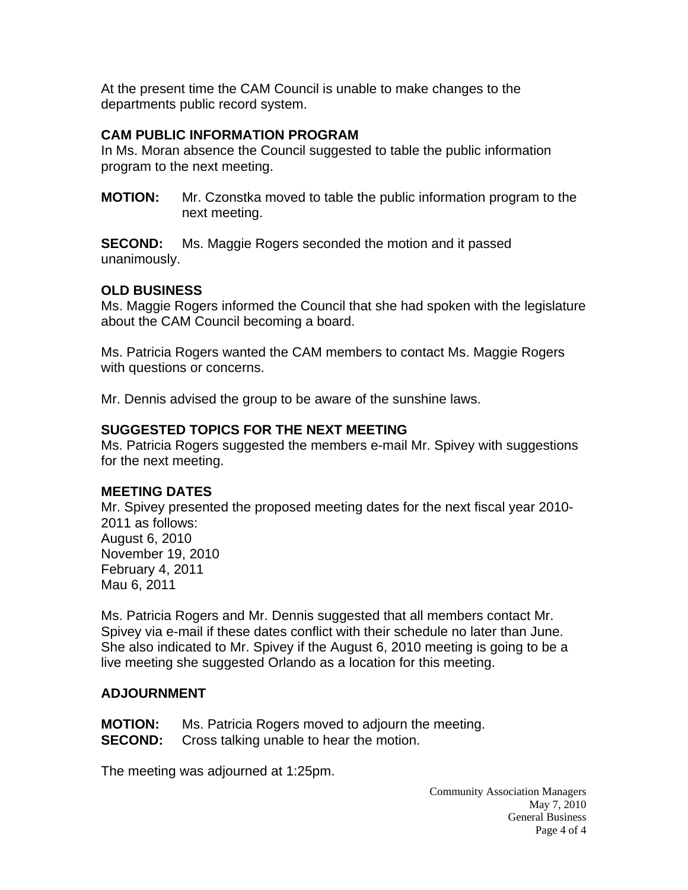At the present time the CAM Council is unable to make changes to the departments public record system.

**CAM PUBLIC INFORMATION PROGRAM**

In Ms. Moran absence the Council suggested to table the public information program to the next meeting.

**MOTION:** Mr. Czonstka moved to table the public information program to the next meeting.

**SECOND:** Ms. Maggie Rogers seconded the motion and it passed unanimously.

**OLD BUSINESS**

Ms. Maggie Rogers informed the Council that she had spoken with the legislature about the CAM Council becoming a board.

Ms. Patricia Rogers wanted the CAM members to contact Ms. Maggie Rogers with questions or concerns.

Mr. Dennis advised the group to be aware of the sunshine laws.

**SUGGESTED TOPICS FOR THE NEXT MEETING**

Ms. Patricia Rogers suggested the members e-mail Mr. Spivey with suggestions for the next meeting.

**MEETING DATES**

Mr. Spivey presented the proposed meeting dates for the next fiscal year 2010-2011 as follows:
August 6, 2010
November 19, 2010
February 4, 2011
Mau 6, 2011

Ms. Patricia Rogers and Mr. Dennis suggested that all members contact Mr. Spivey via e-mail if these dates conflict with their schedule no later than June. She also indicated to Mr. Spivey if the August 6, 2010 meeting is going to be a live meeting she suggested Orlando as a location for this meeting.

**ADJOURNMENT**

**MOTION:** Ms. Patricia Rogers moved to adjourn the meeting.
**SECOND:** Cross talking unable to hear the motion.

The meeting was adjourned at 1:25pm.